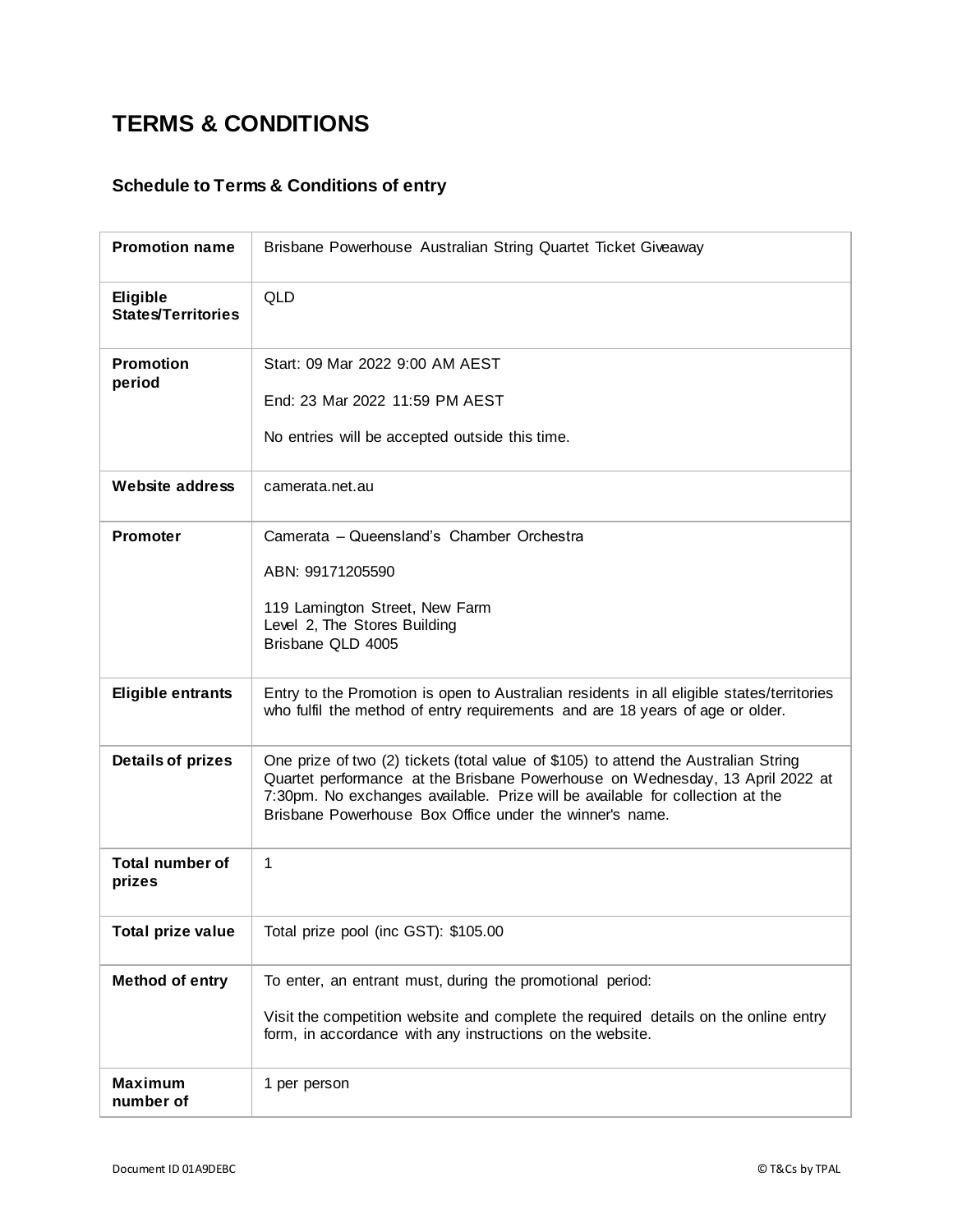# TERMS & CONDITIONS

## Schedule to Terms & Conditions of entry

| Promotion name | Brisbane Powerhouse Australian String Quartet Ticket Giveaway |
|---|---|
| Eligible States/Territories | QLD |
| Promotion period | Start: 09 Mar 2022 9:00 AM AEST<br><br>End: 23 Mar 2022 11:59 PM AEST<br><br>No entries will be accepted outside this time. |
| Website address | camerata.net.au |
| Promoter | Camerata – Queensland's Chamber Orchestra<br><br>ABN: 99171205590<br><br>119 Lamington Street, New Farm<br>Level 2, The Stores Building<br>Brisbane QLD 4005 |
| Eligible entrants | Entry to the Promotion is open to Australian residents in all eligible states/territories who fulfil the method of entry requirements and are 18 years of age or older. |
| Details of prizes | One prize of two (2) tickets (total value of $105) to attend the Australian String Quartet performance at the Brisbane Powerhouse on Wednesday, 13 April 2022 at 7:30pm. No exchanges available. Prize will be available for collection at the Brisbane Powerhouse Box Office under the winner's name. |
| Total number of prizes | 1 |
| Total prize value | Total prize pool (inc GST): $105.00 |
| Method of entry | To enter, an entrant must, during the promotional period:<br><br>Visit the competition website and complete the required details on the online entry form, in accordance with any instructions on the website. |
| Maximum number of | 1 per person |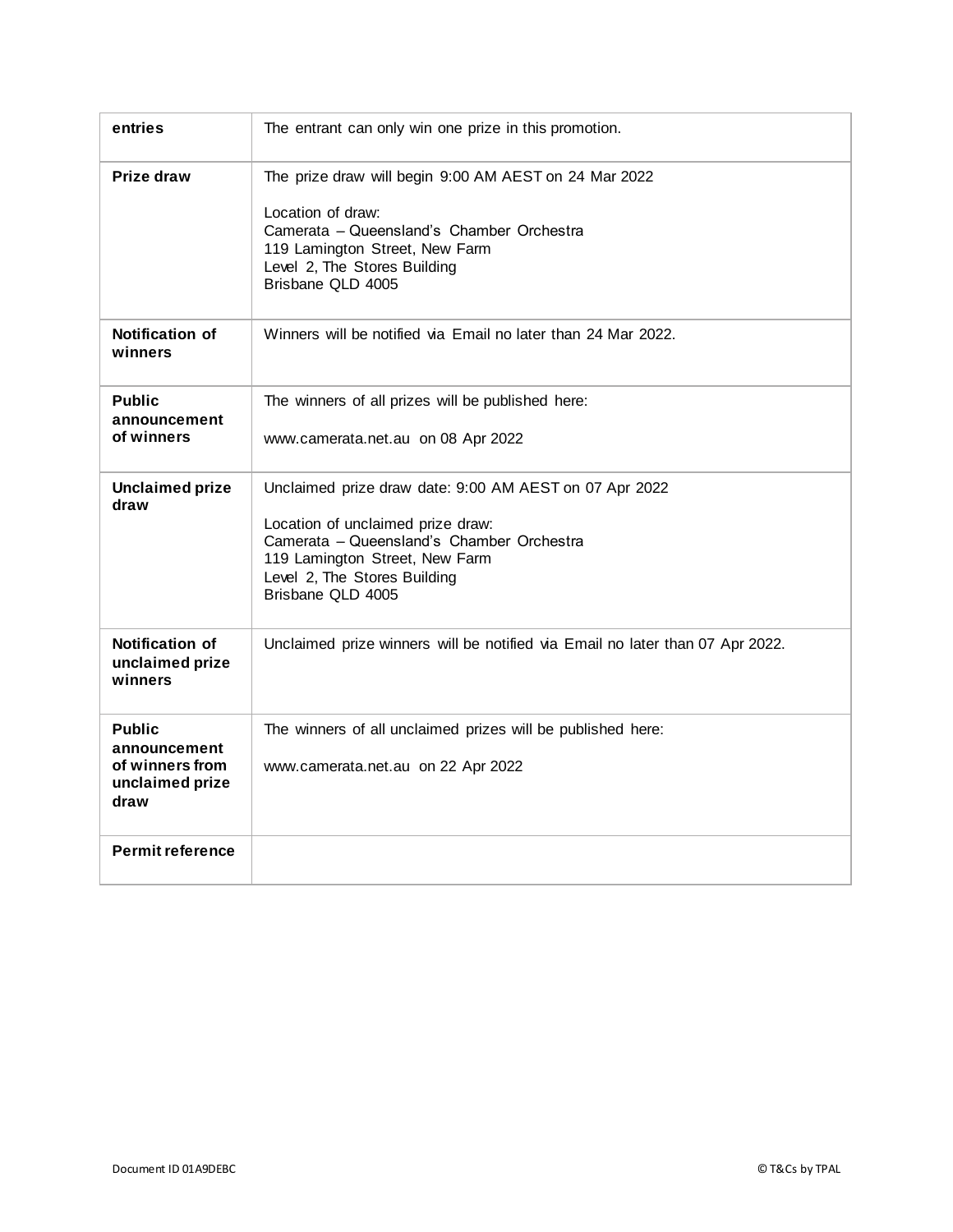| entries | The entrant can only win one prize in this promotion. |
|---|---|
| **Prize draw** | The prize draw will begin 9:00 AM AEST on 24 Mar 2022<br><br>Location of draw:<br>Camerata – Queensland's Chamber Orchestra<br>119 Lamington Street, New Farm<br>Level 2, The Stores Building<br>Brisbane QLD 4005 |
| **Notification of winners** | Winners will be notified via Email no later than 24 Mar 2022. |
| **Public announcement of winners** | The winners of all prizes will be published here:<br><br>www.camerata.net.au on 08 Apr 2022 |
| **Unclaimed prize draw** | Unclaimed prize draw date: 9:00 AM AEST on 07 Apr 2022<br><br>Location of unclaimed prize draw:<br>Camerata – Queensland's Chamber Orchestra<br>119 Lamington Street, New Farm<br>Level 2, The Stores Building<br>Brisbane QLD 4005 |
| **Notification of unclaimed prize winners** | Unclaimed prize winners will be notified via Email no later than 07 Apr 2022. |
| **Public announcement of winners from unclaimed prize draw** | The winners of all unclaimed prizes will be published here:<br><br>www.camerata.net.au on 22 Apr 2022 |
| **Permit reference** | |

Document ID 01A9DEBC

© T&Cs by TPAL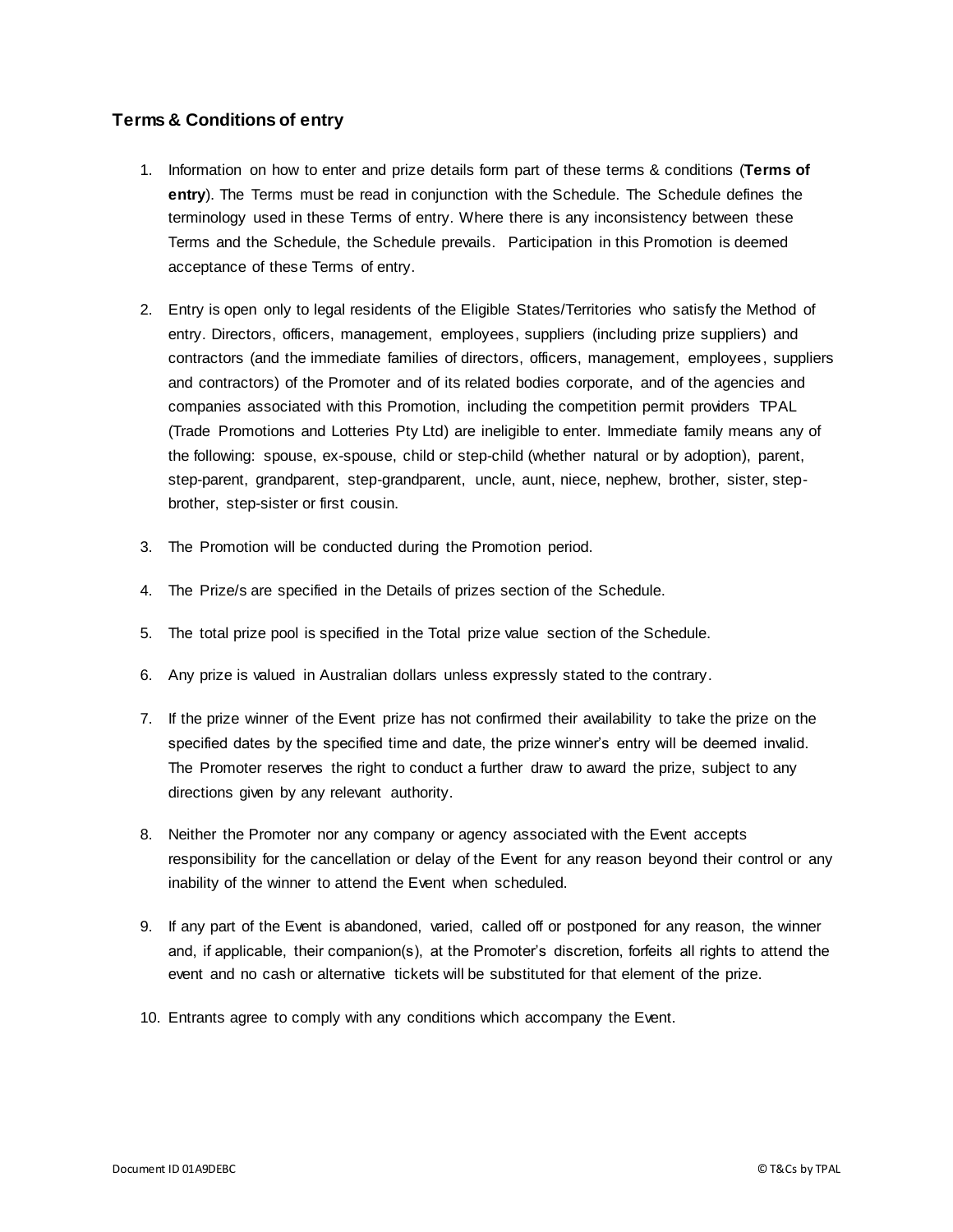## Terms & Conditions of entry

1. Information on how to enter and prize details form part of these terms & conditions (**Terms of entry**). The Terms must be read in conjunction with the Schedule. The Schedule defines the terminology used in these Terms of entry. Where there is any inconsistency between these Terms and the Schedule, the Schedule prevails. Participation in this Promotion is deemed acceptance of these Terms of entry.

2. Entry is open only to legal residents of the Eligible States/Territories who satisfy the Method of entry. Directors, officers, management, employees, suppliers (including prize suppliers) and contractors (and the immediate families of directors, officers, management, employees, suppliers and contractors) of the Promoter and of its related bodies corporate, and of the agencies and companies associated with this Promotion, including the competition permit providers TPAL (Trade Promotions and Lotteries Pty Ltd) are ineligible to enter. Immediate family means any of the following: spouse, ex-spouse, child or step-child (whether natural or by adoption), parent, step-parent, grandparent, step-grandparent, uncle, aunt, niece, nephew, brother, sister, step-brother, step-sister or first cousin.

3. The Promotion will be conducted during the Promotion period.

4. The Prize/s are specified in the Details of prizes section of the Schedule.

5. The total prize pool is specified in the Total prize value section of the Schedule.

6. Any prize is valued in Australian dollars unless expressly stated to the contrary.

7. If the prize winner of the Event prize has not confirmed their availability to take the prize on the specified dates by the specified time and date, the prize winner's entry will be deemed invalid. The Promoter reserves the right to conduct a further draw to award the prize, subject to any directions given by any relevant authority.

8. Neither the Promoter nor any company or agency associated with the Event accepts responsibility for the cancellation or delay of the Event for any reason beyond their control or any inability of the winner to attend the Event when scheduled.

9. If any part of the Event is abandoned, varied, called off or postponed for any reason, the winner and, if applicable, their companion(s), at the Promoter's discretion, forfeits all rights to attend the event and no cash or alternative tickets will be substituted for that element of the prize.

10. Entrants agree to comply with any conditions which accompany the Event.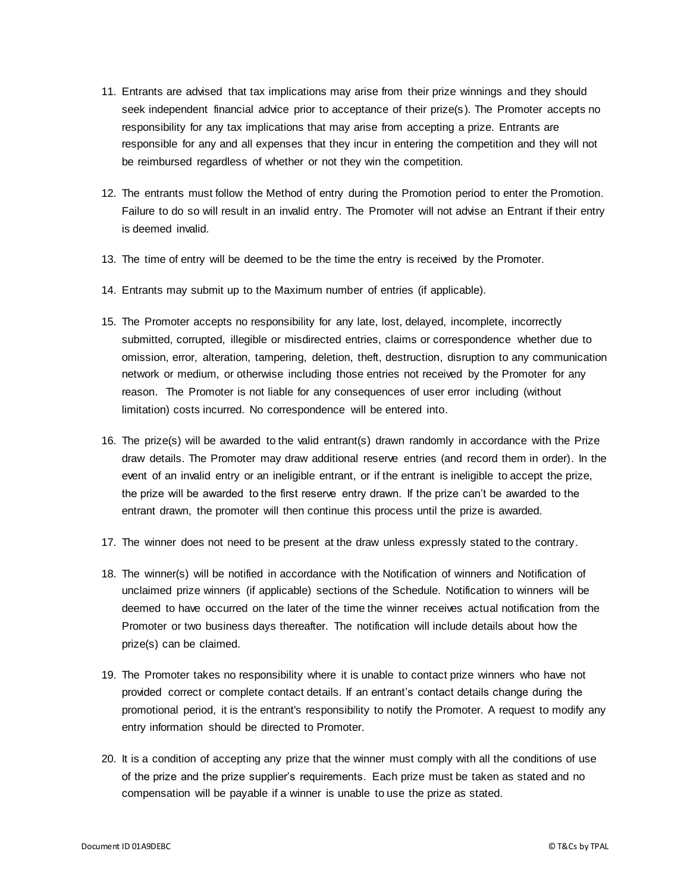11. Entrants are advised that tax implications may arise from their prize winnings and they should seek independent financial advice prior to acceptance of their prize(s). The Promoter accepts no responsibility for any tax implications that may arise from accepting a prize. Entrants are responsible for any and all expenses that they incur in entering the competition and they will not be reimbursed regardless of whether or not they win the competition.

12. The entrants must follow the Method of entry during the Promotion period to enter the Promotion. Failure to do so will result in an invalid entry. The Promoter will not advise an Entrant if their entry is deemed invalid.

13. The time of entry will be deemed to be the time the entry is received by the Promoter.

14. Entrants may submit up to the Maximum number of entries (if applicable).

15. The Promoter accepts no responsibility for any late, lost, delayed, incomplete, incorrectly submitted, corrupted, illegible or misdirected entries, claims or correspondence whether due to omission, error, alteration, tampering, deletion, theft, destruction, disruption to any communication network or medium, or otherwise including those entries not received by the Promoter for any reason. The Promoter is not liable for any consequences of user error including (without limitation) costs incurred. No correspondence will be entered into.

16. The prize(s) will be awarded to the valid entrant(s) drawn randomly in accordance with the Prize draw details. The Promoter may draw additional reserve entries (and record them in order). In the event of an invalid entry or an ineligible entrant, or if the entrant is ineligible to accept the prize, the prize will be awarded to the first reserve entry drawn. If the prize can't be awarded to the entrant drawn, the promoter will then continue this process until the prize is awarded.

17. The winner does not need to be present at the draw unless expressly stated to the contrary.

18. The winner(s) will be notified in accordance with the Notification of winners and Notification of unclaimed prize winners (if applicable) sections of the Schedule. Notification to winners will be deemed to have occurred on the later of the time the winner receives actual notification from the Promoter or two business days thereafter. The notification will include details about how the prize(s) can be claimed.

19. The Promoter takes no responsibility where it is unable to contact prize winners who have not provided correct or complete contact details. If an entrant's contact details change during the promotional period, it is the entrant's responsibility to notify the Promoter. A request to modify any entry information should be directed to Promoter.

20. It is a condition of accepting any prize that the winner must comply with all the conditions of use of the prize and the prize supplier's requirements. Each prize must be taken as stated and no compensation will be payable if a winner is unable to use the prize as stated.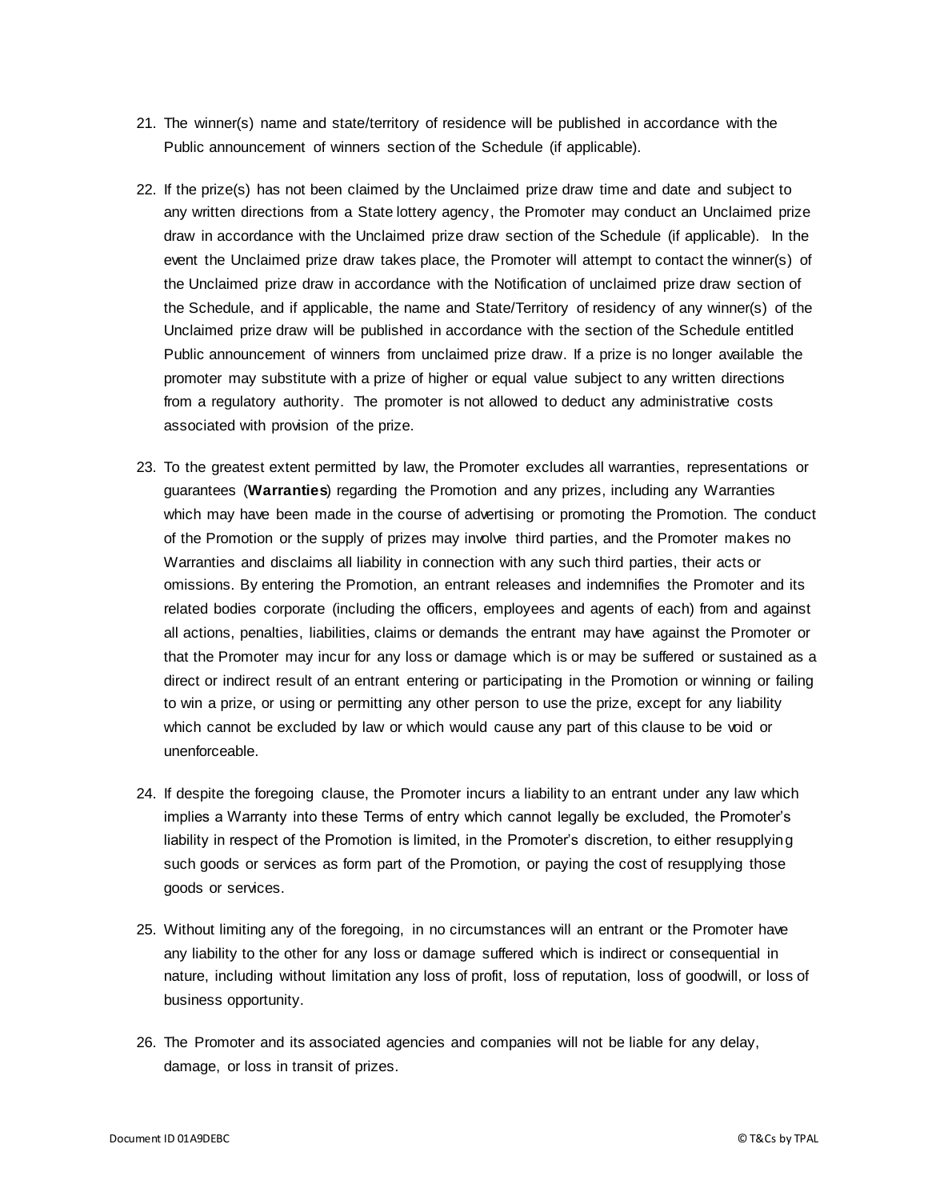21. The winner(s) name and state/territory of residence will be published in accordance with the Public announcement of winners section of the Schedule (if applicable).

22. If the prize(s) has not been claimed by the Unclaimed prize draw time and date and subject to any written directions from a State lottery agency, the Promoter may conduct an Unclaimed prize draw in accordance with the Unclaimed prize draw section of the Schedule (if applicable). In the event the Unclaimed prize draw takes place, the Promoter will attempt to contact the winner(s) of the Unclaimed prize draw in accordance with the Notification of unclaimed prize draw section of the Schedule, and if applicable, the name and State/Territory of residency of any winner(s) of the Unclaimed prize draw will be published in accordance with the section of the Schedule entitled Public announcement of winners from unclaimed prize draw. If a prize is no longer available the promoter may substitute with a prize of higher or equal value subject to any written directions from a regulatory authority. The promoter is not allowed to deduct any administrative costs associated with provision of the prize.

23. To the greatest extent permitted by law, the Promoter excludes all warranties, representations or guarantees (**Warranties**) regarding the Promotion and any prizes, including any Warranties which may have been made in the course of advertising or promoting the Promotion. The conduct of the Promotion or the supply of prizes may involve third parties, and the Promoter makes no Warranties and disclaims all liability in connection with any such third parties, their acts or omissions. By entering the Promotion, an entrant releases and indemnifies the Promoter and its related bodies corporate (including the officers, employees and agents of each) from and against all actions, penalties, liabilities, claims or demands the entrant may have against the Promoter or that the Promoter may incur for any loss or damage which is or may be suffered or sustained as a direct or indirect result of an entrant entering or participating in the Promotion or winning or failing to win a prize, or using or permitting any other person to use the prize, except for any liability which cannot be excluded by law or which would cause any part of this clause to be void or unenforceable.

24. If despite the foregoing clause, the Promoter incurs a liability to an entrant under any law which implies a Warranty into these Terms of entry which cannot legally be excluded, the Promoter's liability in respect of the Promotion is limited, in the Promoter's discretion, to either resupplying such goods or services as form part of the Promotion, or paying the cost of resupplying those goods or services.

25. Without limiting any of the foregoing, in no circumstances will an entrant or the Promoter have any liability to the other for any loss or damage suffered which is indirect or consequential in nature, including without limitation any loss of profit, loss of reputation, loss of goodwill, or loss of business opportunity.

26. The Promoter and its associated agencies and companies will not be liable for any delay, damage, or loss in transit of prizes.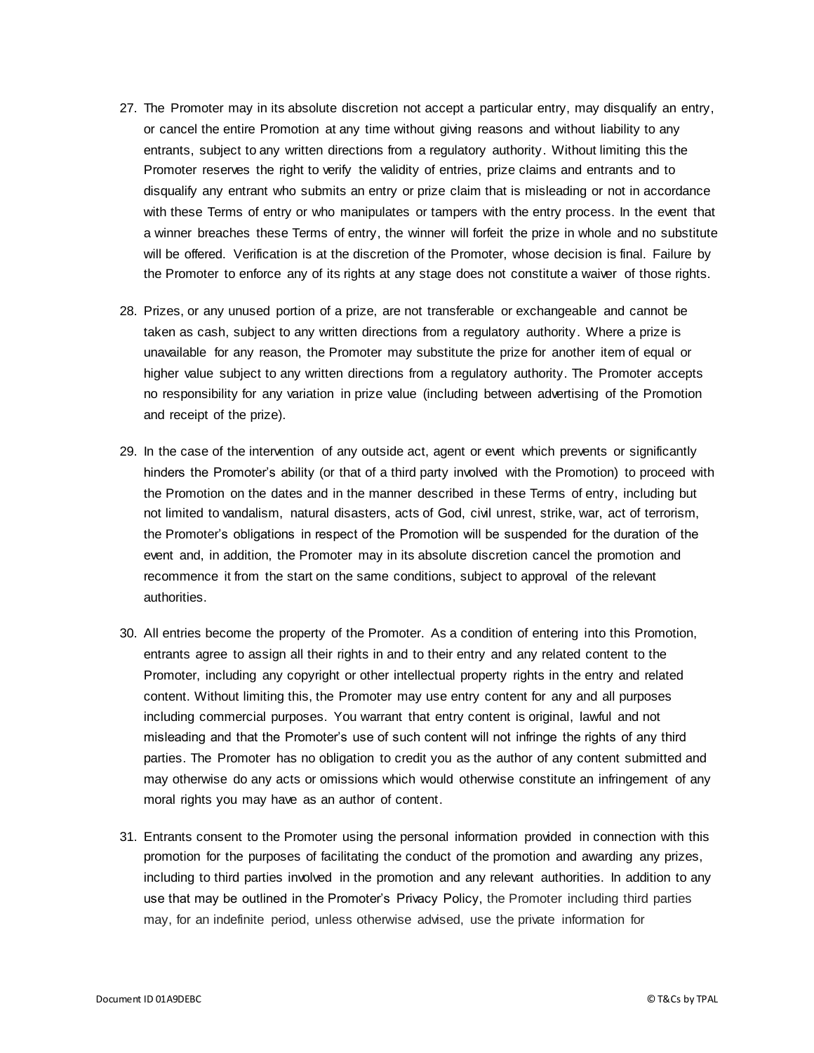27. The Promoter may in its absolute discretion not accept a particular entry, may disqualify an entry, or cancel the entire Promotion at any time without giving reasons and without liability to any entrants, subject to any written directions from a regulatory authority. Without limiting this the Promoter reserves the right to verify the validity of entries, prize claims and entrants and to disqualify any entrant who submits an entry or prize claim that is misleading or not in accordance with these Terms of entry or who manipulates or tampers with the entry process. In the event that a winner breaches these Terms of entry, the winner will forfeit the prize in whole and no substitute will be offered. Verification is at the discretion of the Promoter, whose decision is final. Failure by the Promoter to enforce any of its rights at any stage does not constitute a waiver of those rights.

28. Prizes, or any unused portion of a prize, are not transferable or exchangeable and cannot be taken as cash, subject to any written directions from a regulatory authority. Where a prize is unavailable for any reason, the Promoter may substitute the prize for another item of equal or higher value subject to any written directions from a regulatory authority. The Promoter accepts no responsibility for any variation in prize value (including between advertising of the Promotion and receipt of the prize).

29. In the case of the intervention of any outside act, agent or event which prevents or significantly hinders the Promoter's ability (or that of a third party involved with the Promotion) to proceed with the Promotion on the dates and in the manner described in these Terms of entry, including but not limited to vandalism, natural disasters, acts of God, civil unrest, strike, war, act of terrorism, the Promoter's obligations in respect of the Promotion will be suspended for the duration of the event and, in addition, the Promoter may in its absolute discretion cancel the promotion and recommence it from the start on the same conditions, subject to approval of the relevant authorities.

30. All entries become the property of the Promoter. As a condition of entering into this Promotion, entrants agree to assign all their rights in and to their entry and any related content to the Promoter, including any copyright or other intellectual property rights in the entry and related content. Without limiting this, the Promoter may use entry content for any and all purposes including commercial purposes. You warrant that entry content is original, lawful and not misleading and that the Promoter's use of such content will not infringe the rights of any third parties. The Promoter has no obligation to credit you as the author of any content submitted and may otherwise do any acts or omissions which would otherwise constitute an infringement of any moral rights you may have as an author of content.

31. Entrants consent to the Promoter using the personal information provided in connection with this promotion for the purposes of facilitating the conduct of the promotion and awarding any prizes, including to third parties involved in the promotion and any relevant authorities. In addition to any use that may be outlined in the Promoter's Privacy Policy, the Promoter including third parties may, for an indefinite period, unless otherwise advised, use the private information for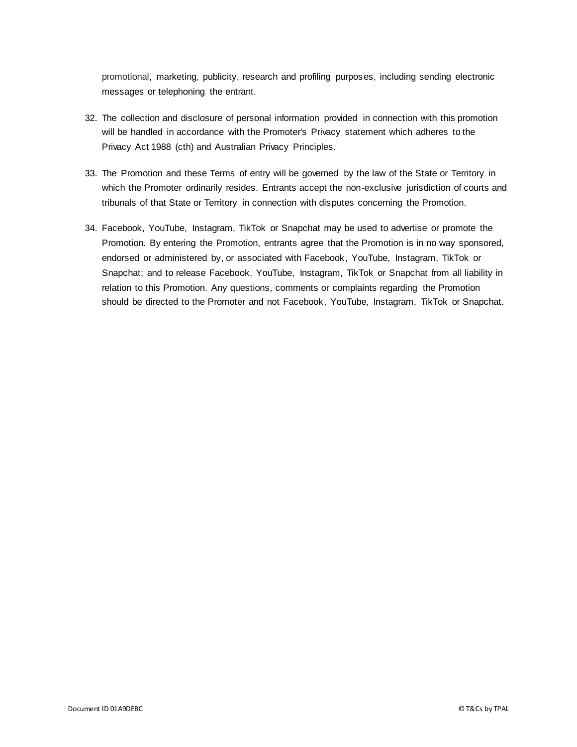promotional, marketing, publicity, research and profiling purposes, including sending electronic messages or telephoning the entrant.

32. The collection and disclosure of personal information provided in connection with this promotion will be handled in accordance with the Promoter's Privacy statement which adheres to the Privacy Act 1988 (cth) and Australian Privacy Principles.

33. The Promotion and these Terms of entry will be governed by the law of the State or Territory in which the Promoter ordinarily resides. Entrants accept the non-exclusive jurisdiction of courts and tribunals of that State or Territory in connection with disputes concerning the Promotion.

34. Facebook, YouTube, Instagram, TikTok or Snapchat may be used to advertise or promote the Promotion. By entering the Promotion, entrants agree that the Promotion is in no way sponsored, endorsed or administered by, or associated with Facebook, YouTube, Instagram, TikTok or Snapchat; and to release Facebook, YouTube, Instagram, TikTok or Snapchat from all liability in relation to this Promotion. Any questions, comments or complaints regarding the Promotion should be directed to the Promoter and not Facebook, YouTube, Instagram, TikTok or Snapchat.